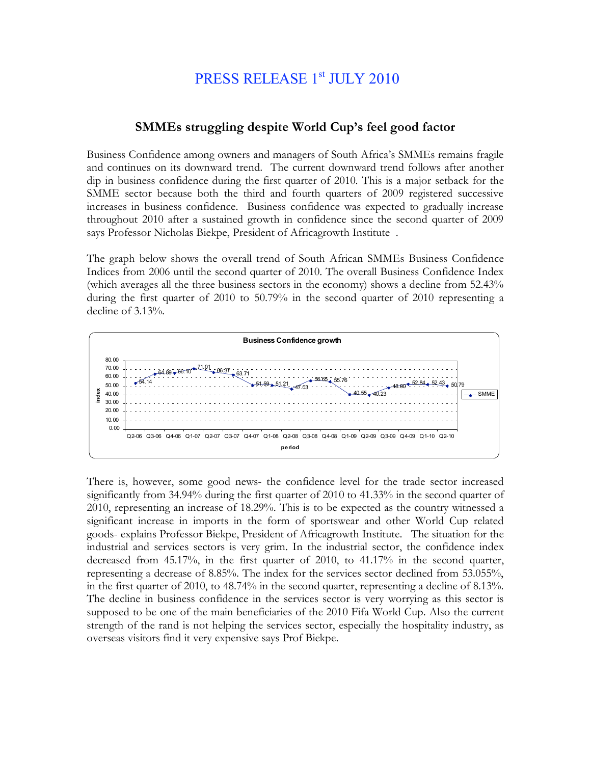# PRESS RELEASE 1st JULY 2010

## SMMEs struggling despite World Cup's feel good factor

Business Confidence among owners and managers of South Africa's SMMEs remains fragile and continues on its downward trend. The current downward trend follows after another dip in business confidence during the first quarter of 2010. This is a major setback for the SMME sector because both the third and fourth quarters of 2009 registered successive increases in business confidence. Business confidence was expected to gradually increase throughout 2010 after a sustained growth in confidence since the second quarter of 2009 says Professor Nicholas Biekpe, President of Africagrowth Institute .

The graph below shows the overall trend of South African SMMEs Business Confidence Indices from 2006 until the second quarter of 2010. The overall Business Confidence Index (which averages all the three business sectors in the economy) shows a decline from 52.43% during the first quarter of 2010 to 50.79% in the second quarter of 2010 representing a decline of 3.13%.

**Business Confidence growth**

| period | Q2-06 | Q3-06 | Q4-06 | Q1-07 | Q2-07 | Q3-07 | Q4-07 | Q1-08 | Q2-08 | Q3-08 | Q4-08 | Q1-09 | Q2-09 | Q3-09 | Q4-09 | Q1-10 | Q2-10 |
|---|---|---|---|---|---|---|---|---|---|---|---|---|---|---|---|---|---|
| SMME (index) | 54.14 | 64.89 | 66.10 | 71.01 | 66.37 | 63.71 | 51.59 | 51.21 | 47.03 | 56.65 | 55.76 | 40.55 | 40.23 | 48.80 | 52.84 | 52.43 | 50.79 |

There is, however, some good news- the confidence level for the trade sector increased significantly from 34.94% during the first quarter of 2010 to 41.33% in the second quarter of 2010, representing an increase of 18.29%. This is to be expected as the country witnessed a significant increase in imports in the form of sportswear and other World Cup related goods- explains Professor Biekpe, President of Africagrowth Institute. The situation for the industrial and services sectors is very grim. In the industrial sector, the confidence index decreased from 45.17%, in the first quarter of 2010, to 41.17% in the second quarter, representing a decrease of 8.85%. The index for the services sector declined from 53.055%, in the first quarter of 2010, to 48.74% in the second quarter, representing a decline of 8.13%. The decline in business confidence in the services sector is very worrying as this sector is supposed to be one of the main beneficiaries of the 2010 Fifa World Cup. Also the current strength of the rand is not helping the services sector, especially the hospitality industry, as overseas visitors find it very expensive says Prof Biekpe.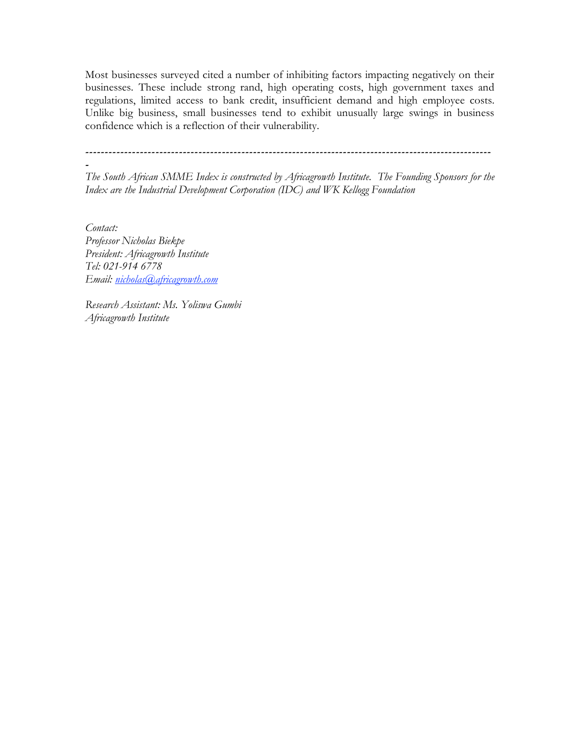Most businesses surveyed cited a number of inhibiting factors impacting negatively on their businesses. These include strong rand, high operating costs, high government taxes and regulations, limited access to bank credit, insufficient demand and high employee costs. Unlike big business, small businesses tend to exhibit unusually large swings in business confidence which is a reflection of their vulnerability.

---

*The South African SMME Index is constructed by Africagrowth Institute. The Founding Sponsors for the Index are the Industrial Development Corporation (IDC) and WK Kellogg Foundation*

*Contact:*
*Professor Nicholas Biekpe*
*President: Africagrowth Institute*
*Tel: 021-914 6778*
*Email: nicholas@africagrowth.com*

*Research Assistant: Ms. Yoliswa Gumbi*
*Africagrowth Institute*